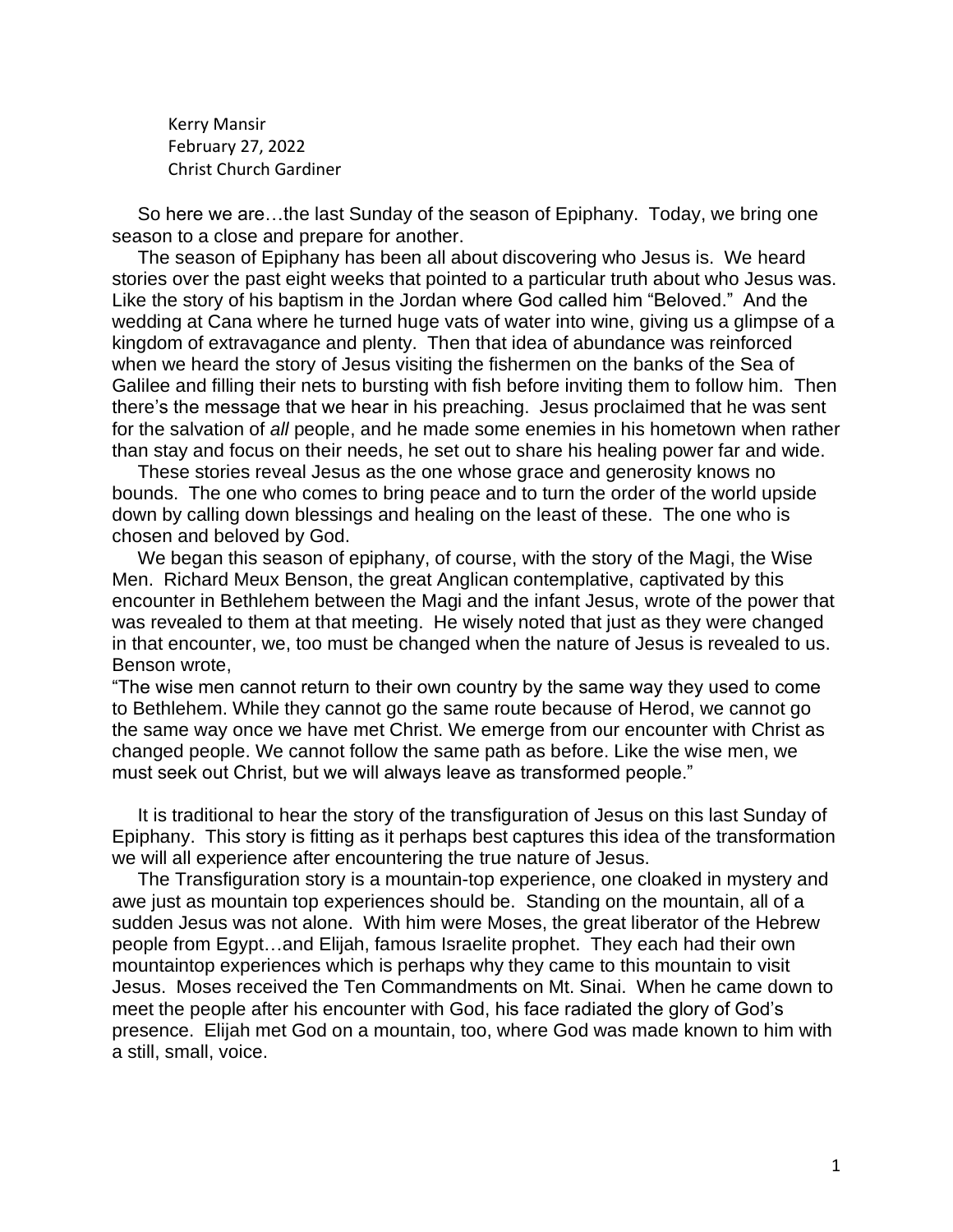Kerry Mansir
February 27, 2022
Christ Church Gardiner

So here we are…the last Sunday of the season of Epiphany. Today, we bring one season to a close and prepare for another.

The season of Epiphany has been all about discovering who Jesus is. We heard stories over the past eight weeks that pointed to a particular truth about who Jesus was. Like the story of his baptism in the Jordan where God called him "Beloved." And the wedding at Cana where he turned huge vats of water into wine, giving us a glimpse of a kingdom of extravagance and plenty. Then that idea of abundance was reinforced when we heard the story of Jesus visiting the fishermen on the banks of the Sea of Galilee and filling their nets to bursting with fish before inviting them to follow him. Then there's the message that we hear in his preaching. Jesus proclaimed that he was sent for the salvation of *all* people, and he made some enemies in his hometown when rather than stay and focus on their needs, he set out to share his healing power far and wide.

These stories reveal Jesus as the one whose grace and generosity knows no bounds. The one who comes to bring peace and to turn the order of the world upside down by calling down blessings and healing on the least of these. The one who is chosen and beloved by God.

We began this season of epiphany, of course, with the story of the Magi, the Wise Men. Richard Meux Benson, the great Anglican contemplative, captivated by this encounter in Bethlehem between the Magi and the infant Jesus, wrote of the power that was revealed to them at that meeting. He wisely noted that just as they were changed in that encounter, we, too must be changed when the nature of Jesus is revealed to us. Benson wrote,

"The wise men cannot return to their own country by the same way they used to come to Bethlehem. While they cannot go the same route because of Herod, we cannot go the same way once we have met Christ. We emerge from our encounter with Christ as changed people. We cannot follow the same path as before. Like the wise men, we must seek out Christ, but we will always leave as transformed people."

It is traditional to hear the story of the transfiguration of Jesus on this last Sunday of Epiphany. This story is fitting as it perhaps best captures this idea of the transformation we will all experience after encountering the true nature of Jesus.

The Transfiguration story is a mountain-top experience, one cloaked in mystery and awe just as mountain top experiences should be. Standing on the mountain, all of a sudden Jesus was not alone. With him were Moses, the great liberator of the Hebrew people from Egypt…and Elijah, famous Israelite prophet. They each had their own mountaintop experiences which is perhaps why they came to this mountain to visit Jesus. Moses received the Ten Commandments on Mt. Sinai. When he came down to meet the people after his encounter with God, his face radiated the glory of God's presence. Elijah met God on a mountain, too, where God was made known to him with a still, small, voice.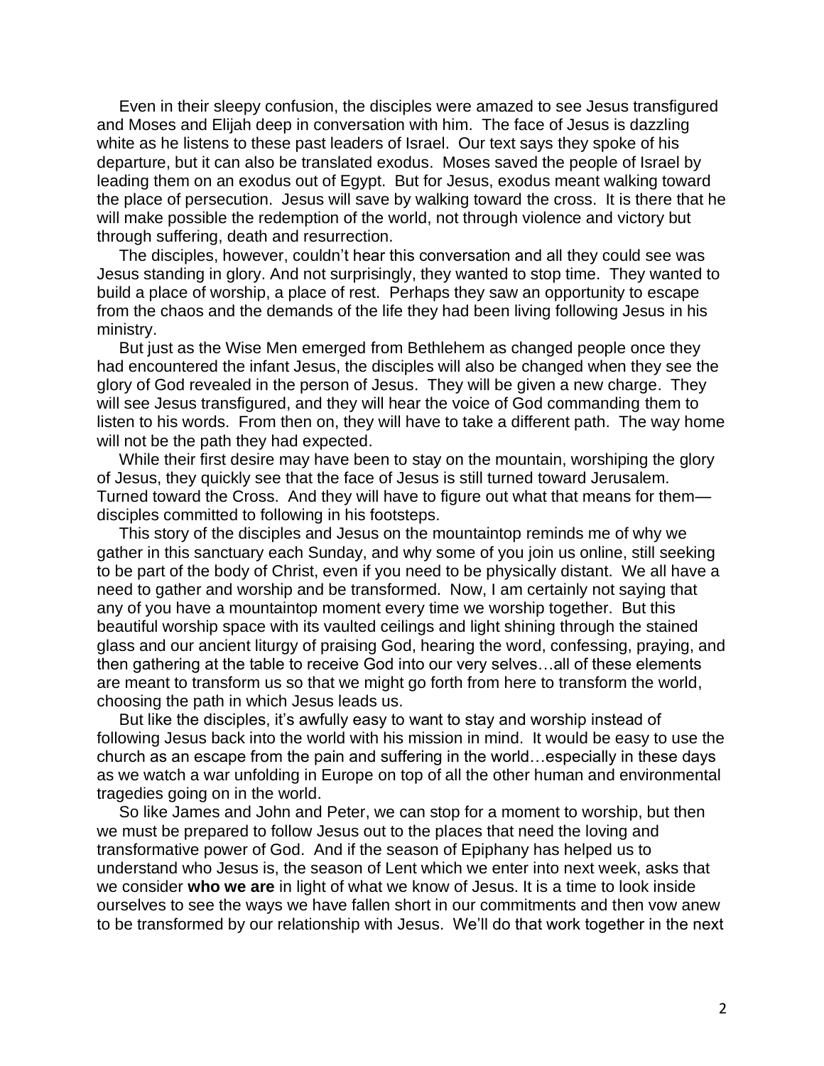Even in their sleepy confusion, the disciples were amazed to see Jesus transfigured and Moses and Elijah deep in conversation with him. The face of Jesus is dazzling white as he listens to these past leaders of Israel. Our text says they spoke of his departure, but it can also be translated exodus. Moses saved the people of Israel by leading them on an exodus out of Egypt. But for Jesus, exodus meant walking toward the place of persecution. Jesus will save by walking toward the cross. It is there that he will make possible the redemption of the world, not through violence and victory but through suffering, death and resurrection.

The disciples, however, couldn't hear this conversation and all they could see was Jesus standing in glory. And not surprisingly, they wanted to stop time. They wanted to build a place of worship, a place of rest. Perhaps they saw an opportunity to escape from the chaos and the demands of the life they had been living following Jesus in his ministry.

But just as the Wise Men emerged from Bethlehem as changed people once they had encountered the infant Jesus, the disciples will also be changed when they see the glory of God revealed in the person of Jesus. They will be given a new charge. They will see Jesus transfigured, and they will hear the voice of God commanding them to listen to his words. From then on, they will have to take a different path. The way home will not be the path they had expected.

While their first desire may have been to stay on the mountain, worshiping the glory of Jesus, they quickly see that the face of Jesus is still turned toward Jerusalem. Turned toward the Cross. And they will have to figure out what that means for them—disciples committed to following in his footsteps.

This story of the disciples and Jesus on the mountaintop reminds me of why we gather in this sanctuary each Sunday, and why some of you join us online, still seeking to be part of the body of Christ, even if you need to be physically distant. We all have a need to gather and worship and be transformed. Now, I am certainly not saying that any of you have a mountaintop moment every time we worship together. But this beautiful worship space with its vaulted ceilings and light shining through the stained glass and our ancient liturgy of praising God, hearing the word, confessing, praying, and then gathering at the table to receive God into our very selves…all of these elements are meant to transform us so that we might go forth from here to transform the world, choosing the path in which Jesus leads us.

But like the disciples, it's awfully easy to want to stay and worship instead of following Jesus back into the world with his mission in mind. It would be easy to use the church as an escape from the pain and suffering in the world…especially in these days as we watch a war unfolding in Europe on top of all the other human and environmental tragedies going on in the world.

So like James and John and Peter, we can stop for a moment to worship, but then we must be prepared to follow Jesus out to the places that need the loving and transformative power of God. And if the season of Epiphany has helped us to understand who Jesus is, the season of Lent which we enter into next week, asks that we consider **who we are** in light of what we know of Jesus. It is a time to look inside ourselves to see the ways we have fallen short in our commitments and then vow anew to be transformed by our relationship with Jesus. We'll do that work together in the next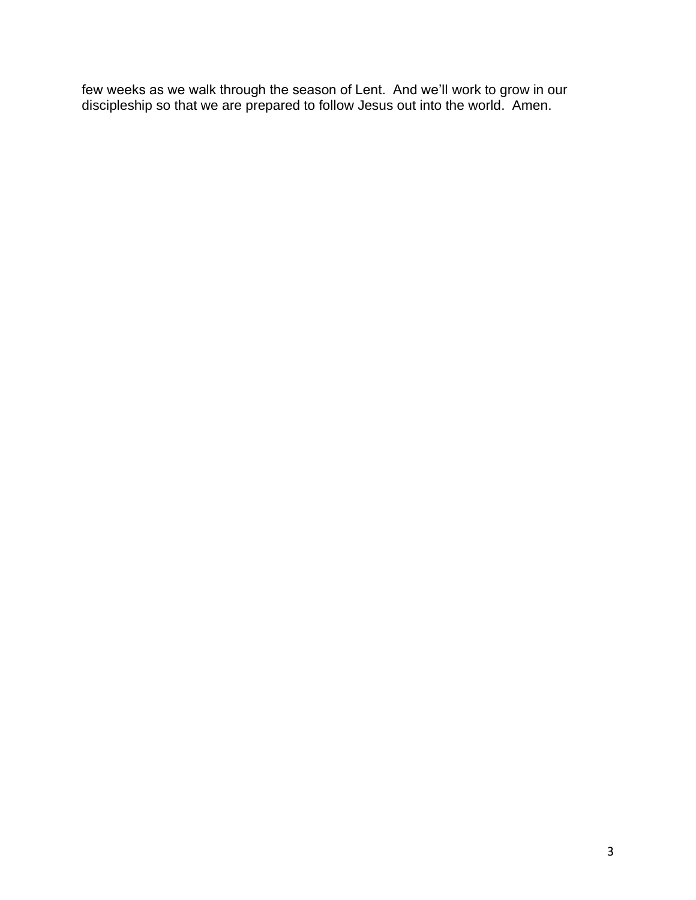few weeks as we walk through the season of Lent. And we'll work to grow in our discipleship so that we are prepared to follow Jesus out into the world. Amen.